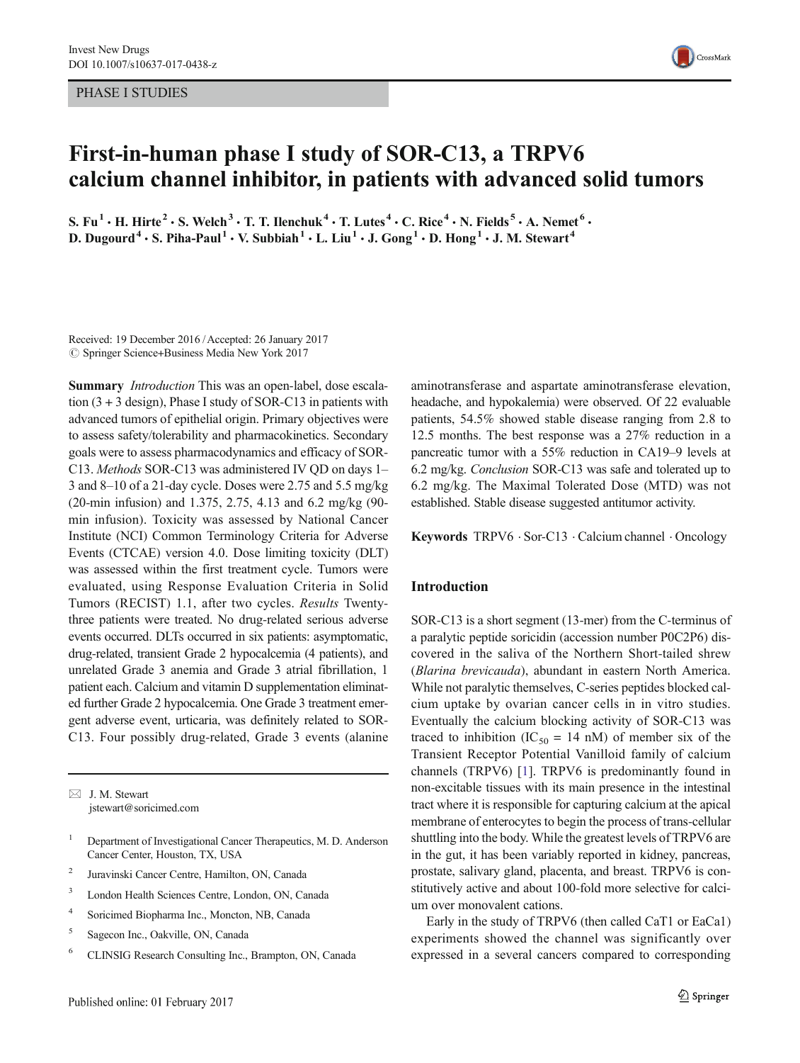PHASE I STUDIES

# First-in-human phase I study of SOR-C13, a TRPV6 calcium channel inhibitor, in patients with advanced solid tumors

S. Fu[1] · H. Hirte[2] · S. Welch[3] · T. T. Ilenchuk[4] · T. Lutes[4] · C. Rice[4] · N. Fields[5] · A. Nemet[6] · D. Dugourd[4] · S. Piha-Paul[1] · V. Subbiah[1] · L. Liu[1] · J. Gong[1] · D. Hong[1] · J. M. Stewart[4]

Received: 19 December 2016 / Accepted: 26 January 2017
© Springer Science+Business Media New York 2017

**Summary** *Introduction* This was an open-label, dose escalation (3 + 3 design), Phase I study of SOR-C13 in patients with advanced tumors of epithelial origin. Primary objectives were to assess safety/tolerability and pharmacokinetics. Secondary goals were to assess pharmacodynamics and efficacy of SOR-C13. *Methods* SOR-C13 was administered IV QD on days 1–3 and 8–10 of a 21-day cycle. Doses were 2.75 and 5.5 mg/kg (20-min infusion) and 1.375, 2.75, 4.13 and 6.2 mg/kg (90-min infusion). Toxicity was assessed by National Cancer Institute (NCI) Common Terminology Criteria for Adverse Events (CTCAE) version 4.0. Dose limiting toxicity (DLT) was assessed within the first treatment cycle. Tumors were evaluated, using Response Evaluation Criteria in Solid Tumors (RECIST) 1.1, after two cycles. *Results* Twenty-three patients were treated. No drug-related serious adverse events occurred. DLTs occurred in six patients: asymptomatic, drug-related, transient Grade 2 hypocalcemia (4 patients), and unrelated Grade 3 anemia and Grade 3 atrial fibrillation, 1 patient each. Calcium and vitamin D supplementation eliminated further Grade 2 hypocalcemia. One Grade 3 treatment emergent adverse event, urticaria, was definitely related to SOR-C13. Four possibly drug-related, Grade 3 events (alanine aminotransferase and aspartate aminotransferase elevation, headache, and hypokalemia) were observed. Of 22 evaluable patients, 54.5% showed stable disease ranging from 2.8 to 12.5 months. The best response was a 27% reduction in a pancreatic tumor with a 55% reduction in CA19–9 levels at 6.2 mg/kg. *Conclusion* SOR-C13 was safe and tolerated up to 6.2 mg/kg. The Maximal Tolerated Dose (MTD) was not established. Stable disease suggested antitumor activity.

**Keywords** TRPV6 · Sor-C13 · Calcium channel · Oncology

✉ J. M. Stewart
jstewart@soricimed.com

1 Department of Investigational Cancer Therapeutics, M. D. Anderson Cancer Center, Houston, TX, USA

2 Juravinski Cancer Centre, Hamilton, ON, Canada

3 London Health Sciences Centre, London, ON, Canada

4 Soricimed Biopharma Inc., Moncton, NB, Canada

5 Sagecon Inc., Oakville, ON, Canada

6 CLINSIG Research Consulting Inc., Brampton, ON, Canada

## Introduction

SOR-C13 is a short segment (13-mer) from the C-terminus of a paralytic peptide soricidin (accession number P0C2P6) discovered in the saliva of the Northern Short-tailed shrew (*Blarina brevicauda*), abundant in eastern North America. While not paralytic themselves, C-series peptides blocked calcium uptake by ovarian cancer cells in in vitro studies. Eventually the calcium blocking activity of SOR-C13 was traced to inhibition ($IC_{50}$ = 14 nM) of member six of the Transient Receptor Potential Vanilloid family of calcium channels (TRPV6) [1]. TRPV6 is predominantly found in non-excitable tissues with its main presence in the intestinal tract where it is responsible for capturing calcium at the apical membrane of enterocytes to begin the process of trans-cellular shuttling into the body. While the greatest levels of TRPV6 are in the gut, it has been variably reported in kidney, pancreas, prostate, salivary gland, placenta, and breast. TRPV6 is constitutively active and about 100-fold more selective for calcium over monovalent cations.

Early in the study of TRPV6 (then called CaT1 or EaCa1) experiments showed the channel was significantly over expressed in a several cancers compared to corresponding

Published online: 01 February 2017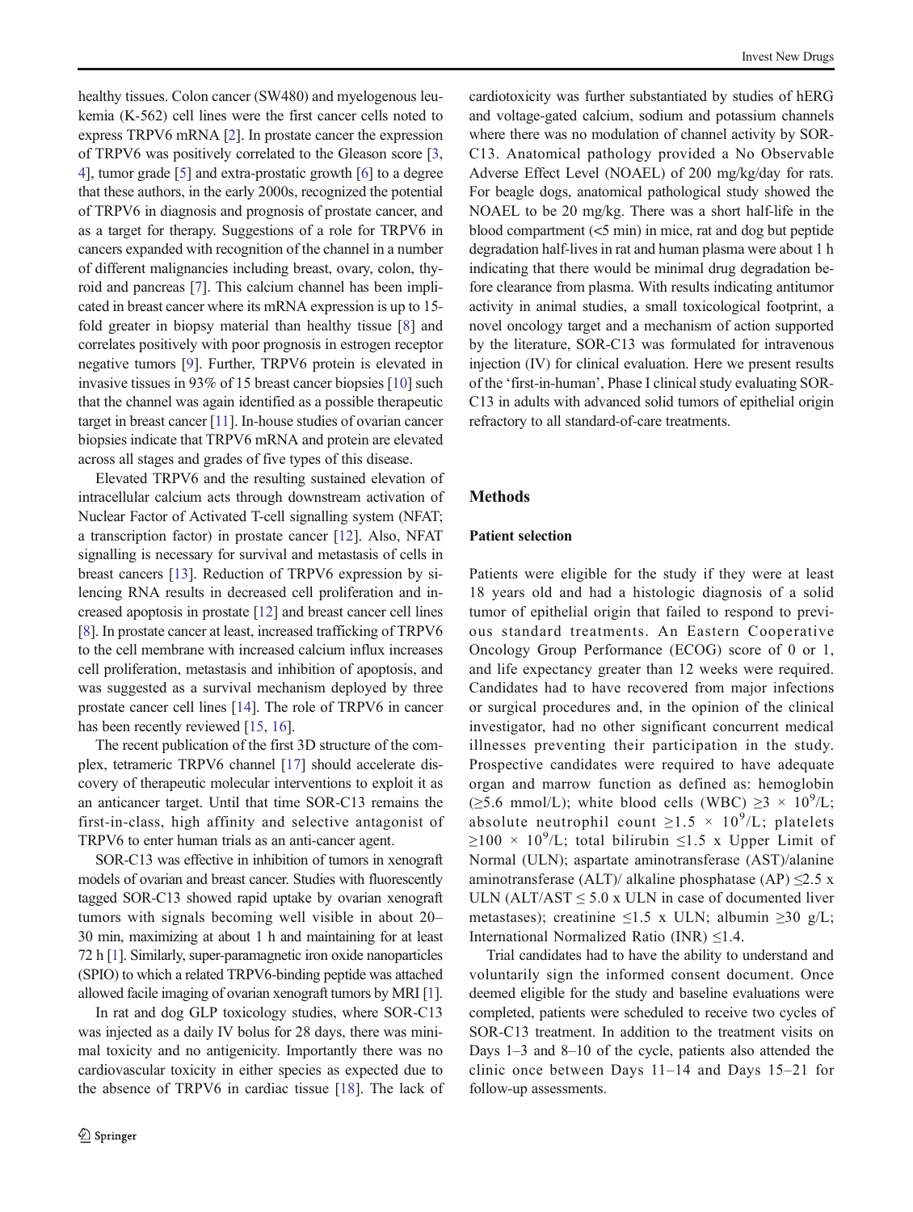healthy tissues. Colon cancer (SW480) and myelogenous leukemia (K-562) cell lines were the first cancer cells noted to express TRPV6 mRNA [2]. In prostate cancer the expression of TRPV6 was positively correlated to the Gleason score [3, 4], tumor grade [5] and extra-prostatic growth [6] to a degree that these authors, in the early 2000s, recognized the potential of TRPV6 in diagnosis and prognosis of prostate cancer, and as a target for therapy. Suggestions of a role for TRPV6 in cancers expanded with recognition of the channel in a number of different malignancies including breast, ovary, colon, thyroid and pancreas [7]. This calcium channel has been implicated in breast cancer where its mRNA expression is up to 15-fold greater in biopsy material than healthy tissue [8] and correlates positively with poor prognosis in estrogen receptor negative tumors [9]. Further, TRPV6 protein is elevated in invasive tissues in 93% of 15 breast cancer biopsies [10] such that the channel was again identified as a possible therapeutic target in breast cancer [11]. In-house studies of ovarian cancer biopsies indicate that TRPV6 mRNA and protein are elevated across all stages and grades of five types of this disease.

Elevated TRPV6 and the resulting sustained elevation of intracellular calcium acts through downstream activation of Nuclear Factor of Activated T-cell signalling system (NFAT; a transcription factor) in prostate cancer [12]. Also, NFAT signalling is necessary for survival and metastasis of cells in breast cancers [13]. Reduction of TRPV6 expression by silencing RNA results in decreased cell proliferation and increased apoptosis in prostate [12] and breast cancer cell lines [8]. In prostate cancer at least, increased trafficking of TRPV6 to the cell membrane with increased calcium influx increases cell proliferation, metastasis and inhibition of apoptosis, and was suggested as a survival mechanism deployed by three prostate cancer cell lines [14]. The role of TRPV6 in cancer has been recently reviewed [15, 16].

The recent publication of the first 3D structure of the complex, tetrameric TRPV6 channel [17] should accelerate discovery of therapeutic molecular interventions to exploit it as an anticancer target. Until that time SOR-C13 remains the first-in-class, high affinity and selective antagonist of TRPV6 to enter human trials as an anti-cancer agent.

SOR-C13 was effective in inhibition of tumors in xenograft models of ovarian and breast cancer. Studies with fluorescently tagged SOR-C13 showed rapid uptake by ovarian xenograft tumors with signals becoming well visible in about 20–30 min, maximizing at about 1 h and maintaining for at least 72 h [1]. Similarly, super-paramagnetic iron oxide nanoparticles (SPIO) to which a related TRPV6-binding peptide was attached allowed facile imaging of ovarian xenograft tumors by MRI [1].

In rat and dog GLP toxicology studies, where SOR-C13 was injected as a daily IV bolus for 28 days, there was minimal toxicity and no antigenicity. Importantly there was no cardiovascular toxicity in either species as expected due to the absence of TRPV6 in cardiac tissue [18]. The lack of cardiotoxicity was further substantiated by studies of hERG and voltage-gated calcium, sodium and potassium channels where there was no modulation of channel activity by SOR-C13. Anatomical pathology provided a No Observable Adverse Effect Level (NOAEL) of 200 mg/kg/day for rats. For beagle dogs, anatomical pathological study showed the NOAEL to be 20 mg/kg. There was a short half-life in the blood compartment (<5 min) in mice, rat and dog but peptide degradation half-lives in rat and human plasma were about 1 h indicating that there would be minimal drug degradation before clearance from plasma. With results indicating antitumor activity in animal studies, a small toxicological footprint, a novel oncology target and a mechanism of action supported by the literature, SOR-C13 was formulated for intravenous injection (IV) for clinical evaluation. Here we present results of the 'first-in-human', Phase I clinical study evaluating SOR-C13 in adults with advanced solid tumors of epithelial origin refractory to all standard-of-care treatments.

## Methods

### Patient selection

Patients were eligible for the study if they were at least 18 years old and had a histologic diagnosis of a solid tumor of epithelial origin that failed to respond to previous standard treatments. An Eastern Cooperative Oncology Group Performance (ECOG) score of 0 or 1, and life expectancy greater than 12 weeks were required. Candidates had to have recovered from major infections or surgical procedures and, in the opinion of the clinical investigator, had no other significant concurrent medical illnesses preventing their participation in the study. Prospective candidates were required to have adequate organ and marrow function as defined as: hemoglobin (≥5.6 mmol/L); white blood cells (WBC) $\geq 3 \times 10^9$/L; absolute neutrophil count $\geq 1.5 \times 10^9$/L; platelets $\geq 100 \times 10^9$/L; total bilirubin ≤1.5 x Upper Limit of Normal (ULN); aspartate aminotransferase (AST)/alanine aminotransferase (ALT)/ alkaline phosphatase (AP) ≤2.5 x ULN (ALT/AST ≤ 5.0 x ULN in case of documented liver metastases); creatinine ≤1.5 x ULN; albumin ≥30 g/L; International Normalized Ratio (INR) ≤1.4.

Trial candidates had to have the ability to understand and voluntarily sign the informed consent document. Once deemed eligible for the study and baseline evaluations were completed, patients were scheduled to receive two cycles of SOR-C13 treatment. In addition to the treatment visits on Days 1–3 and 8–10 of the cycle, patients also attended the clinic once between Days 11–14 and Days 15–21 for follow-up assessments.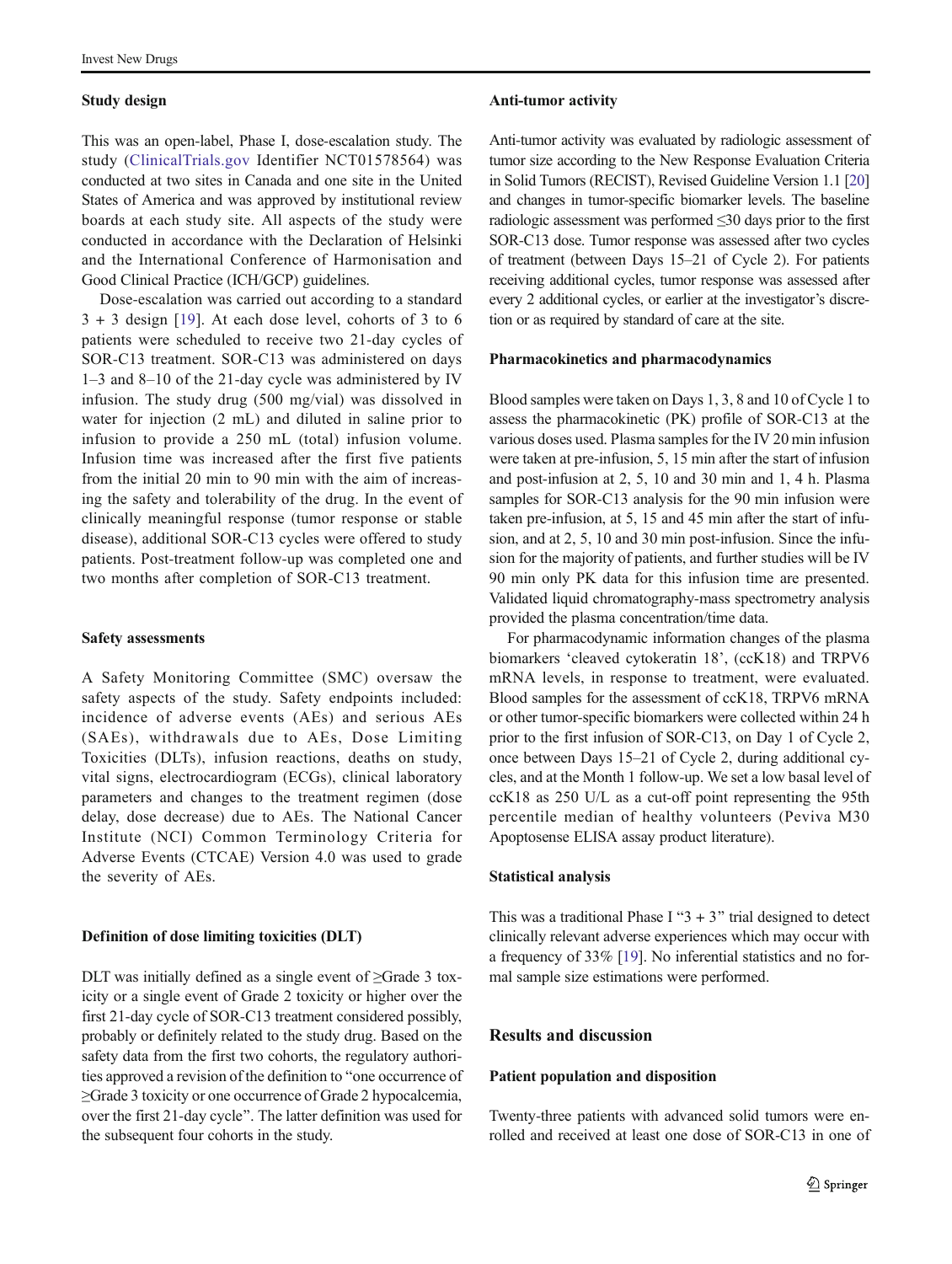### Study design

This was an open-label, Phase I, dose-escalation study. The study (ClinicalTrials.gov Identifier NCT01578564) was conducted at two sites in Canada and one site in the United States of America and was approved by institutional review boards at each study site. All aspects of the study were conducted in accordance with the Declaration of Helsinki and the International Conference of Harmonisation and Good Clinical Practice (ICH/GCP) guidelines.

Dose-escalation was carried out according to a standard 3 + 3 design [19]. At each dose level, cohorts of 3 to 6 patients were scheduled to receive two 21-day cycles of SOR-C13 treatment. SOR-C13 was administered on days 1–3 and 8–10 of the 21-day cycle was administered by IV infusion. The study drug (500 mg/vial) was dissolved in water for injection (2 mL) and diluted in saline prior to infusion to provide a 250 mL (total) infusion volume. Infusion time was increased after the first five patients from the initial 20 min to 90 min with the aim of increasing the safety and tolerability of the drug. In the event of clinically meaningful response (tumor response or stable disease), additional SOR-C13 cycles were offered to study patients. Post-treatment follow-up was completed one and two months after completion of SOR-C13 treatment.

### Safety assessments

A Safety Monitoring Committee (SMC) oversaw the safety aspects of the study. Safety endpoints included: incidence of adverse events (AEs) and serious AEs (SAEs), withdrawals due to AEs, Dose Limiting Toxicities (DLTs), infusion reactions, deaths on study, vital signs, electrocardiogram (ECGs), clinical laboratory parameters and changes to the treatment regimen (dose delay, dose decrease) due to AEs. The National Cancer Institute (NCI) Common Terminology Criteria for Adverse Events (CTCAE) Version 4.0 was used to grade the severity of AEs.

### Definition of dose limiting toxicities (DLT)

DLT was initially defined as a single event of ≥Grade 3 toxicity or a single event of Grade 2 toxicity or higher over the first 21-day cycle of SOR-C13 treatment considered possibly, probably or definitely related to the study drug. Based on the safety data from the first two cohorts, the regulatory authorities approved a revision of the definition to "one occurrence of ≥Grade 3 toxicity or one occurrence of Grade 2 hypocalcemia, over the first 21-day cycle". The latter definition was used for the subsequent four cohorts in the study.

### Anti-tumor activity

Anti-tumor activity was evaluated by radiologic assessment of tumor size according to the New Response Evaluation Criteria in Solid Tumors (RECIST), Revised Guideline Version 1.1 [20] and changes in tumor-specific biomarker levels. The baseline radiologic assessment was performed ≤30 days prior to the first SOR-C13 dose. Tumor response was assessed after two cycles of treatment (between Days 15–21 of Cycle 2). For patients receiving additional cycles, tumor response was assessed after every 2 additional cycles, or earlier at the investigator's discretion or as required by standard of care at the site.

### Pharmacokinetics and pharmacodynamics

Blood samples were taken on Days 1, 3, 8 and 10 of Cycle 1 to assess the pharmacokinetic (PK) profile of SOR-C13 at the various doses used. Plasma samples for the IV 20 min infusion were taken at pre-infusion, 5, 15 min after the start of infusion and post-infusion at 2, 5, 10 and 30 min and 1, 4 h. Plasma samples for SOR-C13 analysis for the 90 min infusion were taken pre-infusion, at 5, 15 and 45 min after the start of infusion, and at 2, 5, 10 and 30 min post-infusion. Since the infusion for the majority of patients, and further studies will be IV 90 min only PK data for this infusion time are presented. Validated liquid chromatography-mass spectrometry analysis provided the plasma concentration/time data.

For pharmacodynamic information changes of the plasma biomarkers 'cleaved cytokeratin 18', (ccK18) and TRPV6 mRNA levels, in response to treatment, were evaluated. Blood samples for the assessment of ccK18, TRPV6 mRNA or other tumor-specific biomarkers were collected within 24 h prior to the first infusion of SOR-C13, on Day 1 of Cycle 2, once between Days 15–21 of Cycle 2, during additional cycles, and at the Month 1 follow-up. We set a low basal level of ccK18 as 250 U/L as a cut-off point representing the 95th percentile median of healthy volunteers (Peviva M30 Apoptosense ELISA assay product literature).

### Statistical analysis

This was a traditional Phase I "3 + 3" trial designed to detect clinically relevant adverse experiences which may occur with a frequency of 33% [19]. No inferential statistics and no formal sample size estimations were performed.

## Results and discussion

### Patient population and disposition

Twenty-three patients with advanced solid tumors were enrolled and received at least one dose of SOR-C13 in one of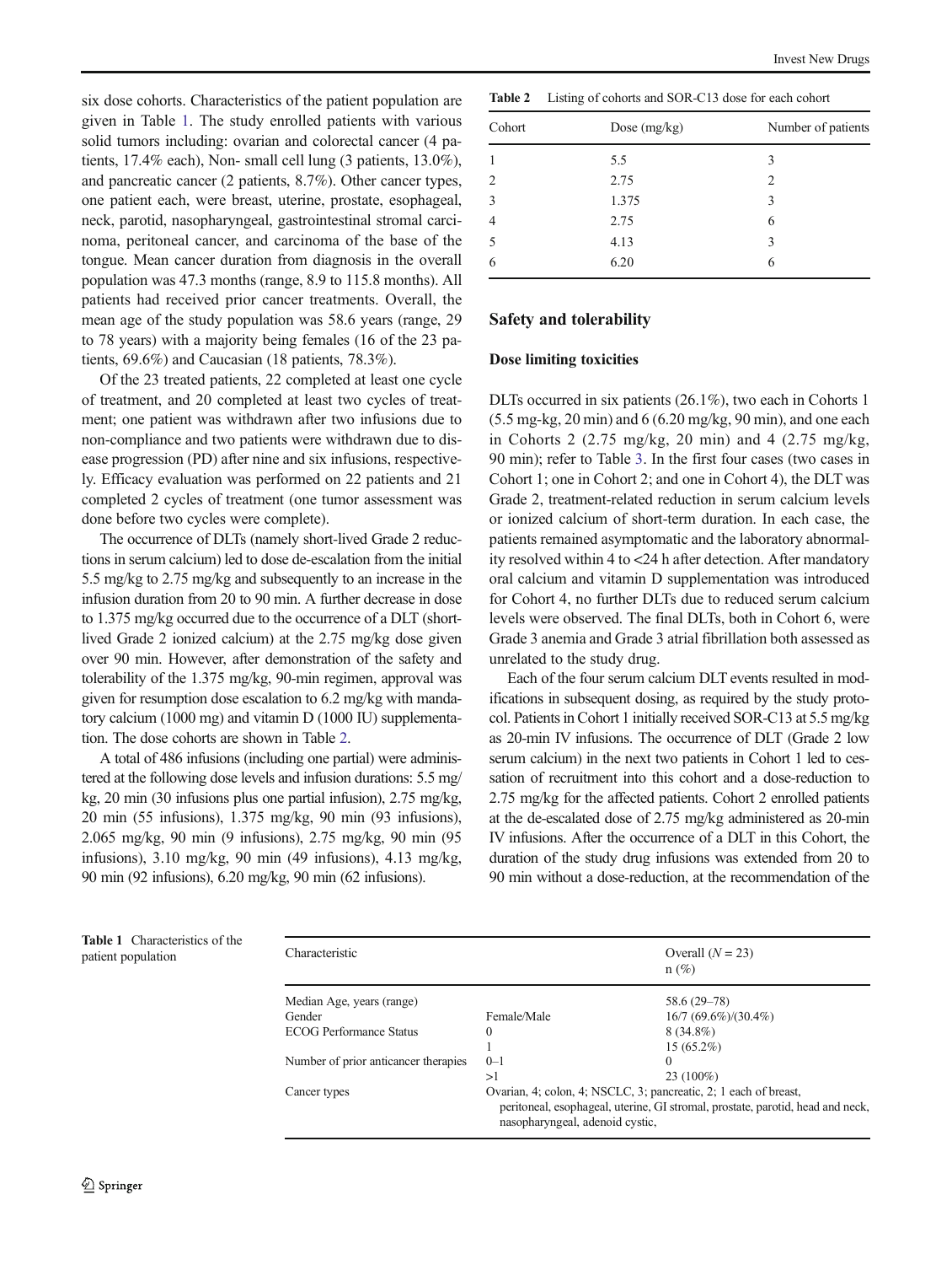six dose cohorts. Characteristics of the patient population are given in Table 1. The study enrolled patients with various solid tumors including: ovarian and colorectal cancer (4 patients, 17.4% each), Non- small cell lung (3 patients, 13.0%), and pancreatic cancer (2 patients, 8.7%). Other cancer types, one patient each, were breast, uterine, prostate, esophageal, neck, parotid, nasopharyngeal, gastrointestinal stromal carcinoma, peritoneal cancer, and carcinoma of the base of the tongue. Mean cancer duration from diagnosis in the overall population was 47.3 months (range, 8.9 to 115.8 months). All patients had received prior cancer treatments. Overall, the mean age of the study population was 58.6 years (range, 29 to 78 years) with a majority being females (16 of the 23 patients, 69.6%) and Caucasian (18 patients, 78.3%).

Of the 23 treated patients, 22 completed at least one cycle of treatment, and 20 completed at least two cycles of treatment; one patient was withdrawn after two infusions due to non-compliance and two patients were withdrawn due to disease progression (PD) after nine and six infusions, respectively. Efficacy evaluation was performed on 22 patients and 21 completed 2 cycles of treatment (one tumor assessment was done before two cycles were complete).

The occurrence of DLTs (namely short-lived Grade 2 reductions in serum calcium) led to dose de-escalation from the initial 5.5 mg/kg to 2.75 mg/kg and subsequently to an increase in the infusion duration from 20 to 90 min. A further decrease in dose to 1.375 mg/kg occurred due to the occurrence of a DLT (short-lived Grade 2 ionized calcium) at the 2.75 mg/kg dose given over 90 min. However, after demonstration of the safety and tolerability of the 1.375 mg/kg, 90-min regimen, approval was given for resumption dose escalation to 6.2 mg/kg with mandatory calcium (1000 mg) and vitamin D (1000 IU) supplementation. The dose cohorts are shown in Table 2.

A total of 486 infusions (including one partial) were administered at the following dose levels and infusion durations: 5.5 mg/kg, 20 min (30 infusions plus one partial infusion), 2.75 mg/kg, 20 min (55 infusions), 1.375 mg/kg, 90 min (93 infusions), 2.065 mg/kg, 90 min (9 infusions), 2.75 mg/kg, 90 min (95 infusions), 3.10 mg/kg, 90 min (49 infusions), 4.13 mg/kg, 90 min (92 infusions), 6.20 mg/kg, 90 min (62 infusions).

**Table 2** Listing of cohorts and SOR-C13 dose for each cohort

| Cohort | Dose (mg/kg) | Number of patients |
|---|---|---|
| 1 | 5.5 | 3 |
| 2 | 2.75 | 2 |
| 3 | 1.375 | 3 |
| 4 | 2.75 | 6 |
| 5 | 4.13 | 3 |
| 6 | 6.20 | 6 |

## Safety and tolerability

### Dose limiting toxicities

DLTs occurred in six patients (26.1%), two each in Cohorts 1 (5.5 mg-kg, 20 min) and 6 (6.20 mg/kg, 90 min), and one each in Cohorts 2 (2.75 mg/kg, 20 min) and 4 (2.75 mg/kg, 90 min); refer to Table 3. In the first four cases (two cases in Cohort 1; one in Cohort 2; one in Cohort 4), the DLT was Grade 2, treatment-related reduction in serum calcium levels or ionized calcium of short-term duration. In each case, the patients remained asymptomatic and the laboratory abnormality resolved within 4 to <24 h after detection. After mandatory oral calcium and vitamin D supplementation was introduced for Cohort 4, no further DLTs due to reduced serum calcium levels were observed. The final DLTs, both in Cohort 6, were Grade 3 anemia and Grade 3 atrial fibrillation both assessed as unrelated to the study drug.

Each of the four serum calcium DLT events resulted in modifications in subsequent dosing, as required by the study protocol. Patients in Cohort 1 initially received SOR-C13 at 5.5 mg/kg as 20-min IV infusions. The occurrence of DLT (Grade 2 low serum calcium) in the next two patients in Cohort 1 led to cessation of recruitment into this cohort and a dose-reduction to 2.75 mg/kg for the affected patients. Cohort 2 enrolled patients at the de-escalated dose of 2.75 mg/kg administered as 20-min IV infusions. After the occurrence of a DLT in this Cohort, the duration of the study drug infusions was extended from 20 to 90 min without a dose-reduction, at the recommendation of the

**Table 1** Characteristics of the patient population

| Characteristic | | Overall (*N* = 23) n (%) |
|---|---|---|
| Median Age, years (range) | | 58.6 (29–78) |
| Gender | Female/Male | 16/7 (69.6%)/(30.4%) |
| ECOG Performance Status | 0 | 8 (34.8%) |
| | 1 | 15 (65.2%) |
| Number of prior anticancer therapies | 0–1 | 0 |
| | >1 | 23 (100%) |
| Cancer types | Ovarian, 4; colon, 4; NSCLC, 3; pancreatic, 2; 1 each of breast, peritoneal, esophageal, uterine, GI stromal, prostate, parotid, head and neck, nasopharyngeal, adenoid cystic, | |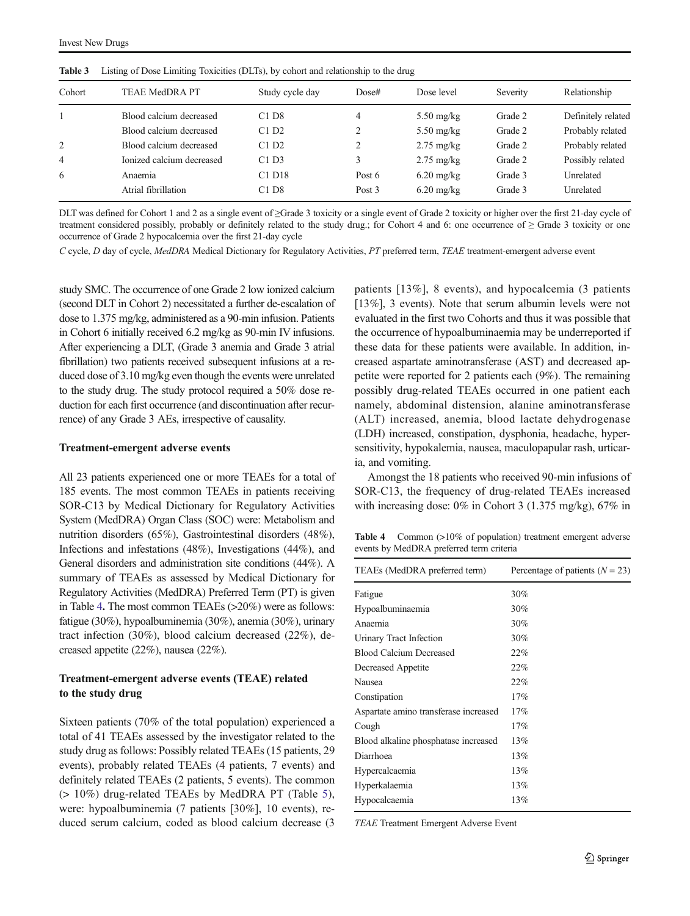**Table 3** Listing of Dose Limiting Toxicities (DLTs), by cohort and relationship to the drug

| Cohort | TEAE MedDRA PT | Study cycle day | Dose# | Dose level | Severity | Relationship |
|---|---|---|---|---|---|---|
| 1 | Blood calcium decreased | C1 D8 | 4 | 5.50 mg/kg | Grade 2 | Definitely related |
| | Blood calcium decreased | C1 D2 | 2 | 5.50 mg/kg | Grade 2 | Probably related |
| 2 | Blood calcium decreased | C1 D2 | 2 | 2.75 mg/kg | Grade 2 | Probably related |
| 4 | Ionized calcium decreased | C1 D3 | 3 | 2.75 mg/kg | Grade 2 | Possibly related |
| 6 | Anaemia | C1 D18 | Post 6 | 6.20 mg/kg | Grade 3 | Unrelated |
| | Atrial fibrillation | C1 D8 | Post 3 | 6.20 mg/kg | Grade 3 | Unrelated |

DLT was defined for Cohort 1 and 2 as a single event of ≥Grade 3 toxicity or a single event of Grade 2 toxicity or higher over the first 21-day cycle of treatment considered possibly, probably or definitely related to the study drug.; for Cohort 4 and 6: one occurrence of ≥ Grade 3 toxicity or one occurrence of Grade 2 hypocalcemia over the first 21-day cycle

*C* cycle, *D* day of cycle, *MedDRA* Medical Dictionary for Regulatory Activities, *PT* preferred term, *TEAE* treatment-emergent adverse event

study SMC. The occurrence of one Grade 2 low ionized calcium (second DLT in Cohort 2) necessitated a further de-escalation of dose to 1.375 mg/kg, administered as a 90-min infusion. Patients in Cohort 6 initially received 6.2 mg/kg as 90-min IV infusions. After experiencing a DLT, (Grade 3 anemia and Grade 3 atrial fibrillation) two patients received subsequent infusions at a reduced dose of 3.10 mg/kg even though the events were unrelated to the study drug. The study protocol required a 50% dose reduction for each first occurrence (and discontinuation after recurrence) of any Grade 3 AEs, irrespective of causality.

### Treatment-emergent adverse events

All 23 patients experienced one or more TEAEs for a total of 185 events. The most common TEAEs in patients receiving SOR-C13 by Medical Dictionary for Regulatory Activities System (MedDRA) Organ Class (SOC) were: Metabolism and nutrition disorders (65%), Gastrointestinal disorders (48%), Infections and infestations (48%), Investigations (44%), and General disorders and administration site conditions (44%). A summary of TEAEs as assessed by Medical Dictionary for Regulatory Activities (MedDRA) Preferred Term (PT) is given in Table 4**.** The most common TEAEs (>20%) were as follows: fatigue (30%), hypoalbuminemia (30%), anemia (30%), urinary tract infection (30%), blood calcium decreased (22%), decreased appetite (22%), nausea (22%).

### Treatment-emergent adverse events (TEAE) related to the study drug

Sixteen patients (70% of the total population) experienced a total of 41 TEAEs assessed by the investigator related to the study drug as follows: Possibly related TEAEs (15 patients, 29 events), probably related TEAEs (4 patients, 7 events) and definitely related TEAEs (2 patients, 5 events). The common (> 10%) drug-related TEAEs by MedDRA PT (Table 5), were: hypoalbuminemia (7 patients [30%], 10 events), reduced serum calcium, coded as blood calcium decrease (3 patients [13%], 8 events), and hypocalcemia (3 patients [13%], 3 events). Note that serum albumin levels were not evaluated in the first two Cohorts and thus it was possible that the occurrence of hypoalbuminaemia may be underreported if these data for these patients were available. In addition, increased aspartate aminotransferase (AST) and decreased appetite were reported for 2 patients each (9%). The remaining possibly drug-related TEAEs occurred in one patient each namely, abdominal distension, alanine aminotransferase (ALT) increased, anemia, blood lactate dehydrogenase (LDH) increased, constipation, dysphonia, headache, hypersensitivity, hypokalemia, nausea, maculopapular rash, urticaria, and vomiting.

Amongst the 18 patients who received 90-min infusions of SOR-C13, the frequency of drug-related TEAEs increased with increasing dose: 0% in Cohort 3 (1.375 mg/kg), 67% in

**Table 4** Common (>10% of population) treatment emergent adverse events by MedDRA preferred term criteria

| TEAEs (MedDRA preferred term) | Percentage of patients ($N = 23$) |
|---|---|
| Fatigue | 30% |
| Hypoalbuminaemia | 30% |
| Anaemia | 30% |
| Urinary Tract Infection | 30% |
| Blood Calcium Decreased | 22% |
| Decreased Appetite | 22% |
| Nausea | 22% |
| Constipation | 17% |
| Aspartate amino transferase increased | 17% |
| Cough | 17% |
| Blood alkaline phosphatase increased | 13% |
| Diarrhoea | 13% |
| Hypercalcaemia | 13% |
| Hyperkalaemia | 13% |
| Hypocalcaemia | 13% |

*TEAE* Treatment Emergent Adverse Event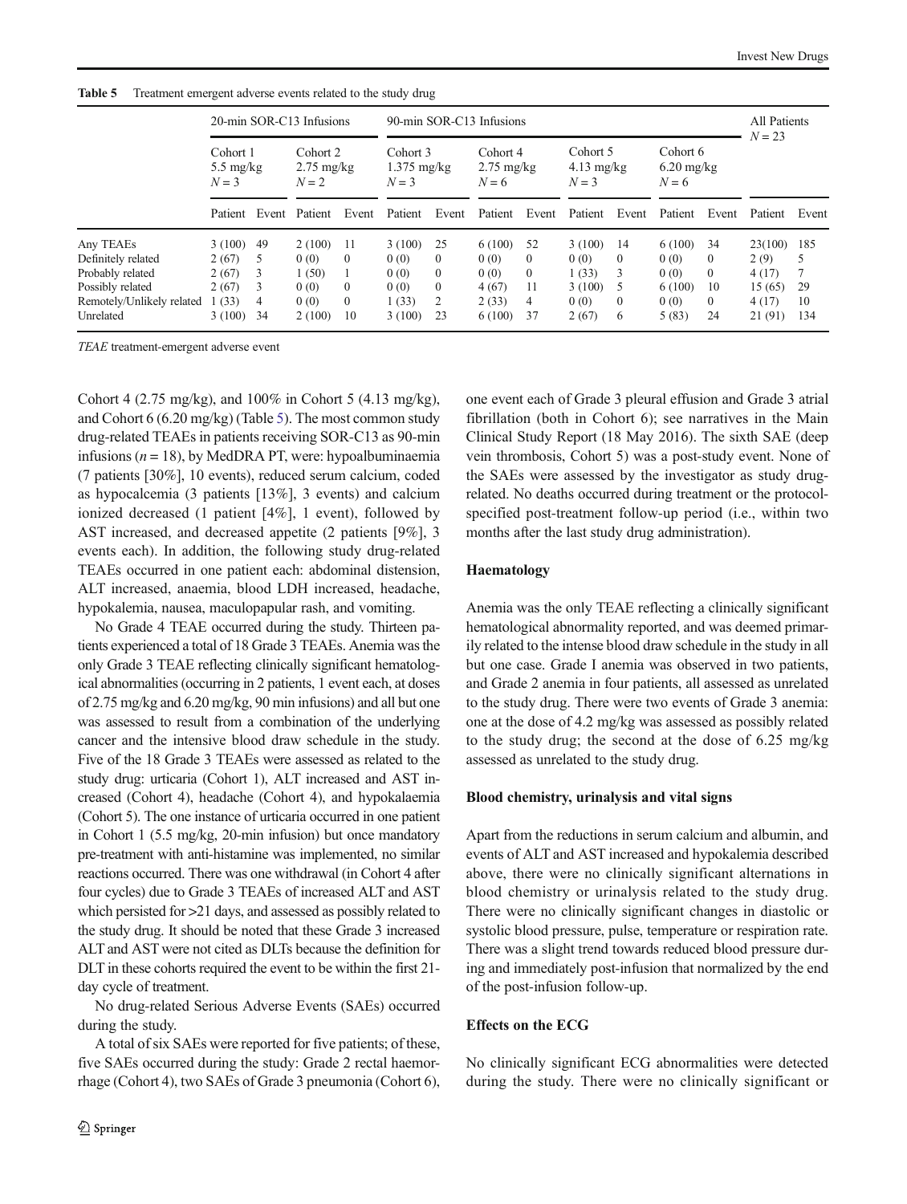**Table 5** Treatment emergent adverse events related to the study drug

| | 20-min SOR-C13 Infusions | | | | 90-min SOR-C13 Infusions | | | | | | | | All Patients $N = 23$ | |
|---|---|---|---|---|---|---|---|---|---|---|---|---|---|---|
| | Cohort 1 5.5 mg/kg $N = 3$ | | Cohort 2 2.75 mg/kg $N = 2$ | | Cohort 3 1.375 mg/kg $N = 3$ | | Cohort 4 2.75 mg/kg $N = 6$ | | Cohort 5 4.13 mg/kg $N = 3$ | | Cohort 6 6.20 mg/kg $N = 6$ | | | |
| | Patient | Event | Patient | Event | Patient | Event | Patient | Event | Patient | Event | Patient | Event | Patient | Event |
| Any TEAEs | 3 (100) | 49 | 2 (100) | 11 | 3 (100) | 25 | 6 (100) | 52 | 3 (100) | 14 | 6 (100) | 34 | 23(100) | 185 |
| Definitely related | 2 (67) | 5 | 0 (0) | 0 | 0 (0) | 0 | 0 (0) | 0 | 0 (0) | 0 | 0 (0) | 0 | 2 (9) | 5 |
| Probably related | 2 (67) | 3 | 1 (50) | 1 | 0 (0) | 0 | 0 (0) | 0 | 1 (33) | 3 | 0 (0) | 0 | 4 (17) | 7 |
| Possibly related | 2 (67) | 3 | 0 (0) | 0 | 0 (0) | 0 | 4 (67) | 11 | 3 (100) | 5 | 6 (100) | 10 | 15 (65) | 29 |
| Remotely/Unlikely related | 1 (33) | 4 | 0 (0) | 0 | 1 (33) | 2 | 2 (33) | 4 | 0 (0) | 0 | 0 (0) | 0 | 4 (17) | 10 |
| Unrelated | 3 (100) | 34 | 2 (100) | 10 | 3 (100) | 23 | 6 (100) | 37 | 2 (67) | 6 | 5 (83) | 24 | 21 (91) | 134 |

*TEAE* treatment-emergent adverse event

Cohort 4 (2.75 mg/kg), and 100% in Cohort 5 (4.13 mg/kg), and Cohort 6 (6.20 mg/kg) (Table 5). The most common study drug-related TEAEs in patients receiving SOR-C13 as 90-min infusions ($n = 18$), by MedDRA PT, were: hypoalbuminaemia (7 patients [30%], 10 events), reduced serum calcium, coded as hypocalcemia (3 patients [13%], 3 events) and calcium ionized decreased (1 patient [4%], 1 event), followed by AST increased, and decreased appetite (2 patients [9%], 3 events each). In addition, the following study drug-related TEAEs occurred in one patient each: abdominal distension, ALT increased, anaemia, blood LDH increased, headache, hypokalemia, nausea, maculopapular rash, and vomiting.

No Grade 4 TEAE occurred during the study. Thirteen patients experienced a total of 18 Grade 3 TEAEs. Anemia was the only Grade 3 TEAE reflecting clinically significant hematological abnormalities (occurring in 2 patients, 1 event each, at doses of 2.75 mg/kg and 6.20 mg/kg, 90 min infusions) and all but one was assessed to result from a combination of the underlying cancer and the intensive blood draw schedule in the study. Five of the 18 Grade 3 TEAEs were assessed as related to the study drug: urticaria (Cohort 1), ALT increased and AST increased (Cohort 4), headache (Cohort 4), and hypokalaemia (Cohort 5). The one instance of urticaria occurred in one patient in Cohort 1 (5.5 mg/kg, 20-min infusion) but once mandatory pre-treatment with anti-histamine was implemented, no similar reactions occurred. There was one withdrawal (in Cohort 4 after four cycles) due to Grade 3 TEAEs of increased ALT and AST which persisted for >21 days, and assessed as possibly related to the study drug. It should be noted that these Grade 3 increased ALT and AST were not cited as DLTs because the definition for DLT in these cohorts required the event to be within the first 21-day cycle of treatment.

No drug-related Serious Adverse Events (SAEs) occurred during the study.

A total of six SAEs were reported for five patients; of these, five SAEs occurred during the study: Grade 2 rectal haemorrhage (Cohort 4), two SAEs of Grade 3 pneumonia (Cohort 6), one event each of Grade 3 pleural effusion and Grade 3 atrial fibrillation (both in Cohort 6); see narratives in the Main Clinical Study Report (18 May 2016). The sixth SAE (deep vein thrombosis, Cohort 5) was a post-study event. None of the SAEs were assessed by the investigator as study drug-related. No deaths occurred during treatment or the protocol-specified post-treatment follow-up period (i.e., within two months after the last study drug administration).

### Haematology

Anemia was the only TEAE reflecting a clinically significant hematological abnormality reported, and was deemed primarily related to the intense blood draw schedule in the study in all but one case. Grade I anemia was observed in two patients, and Grade 2 anemia in four patients, all assessed as unrelated to the study drug. There were two events of Grade 3 anemia: one at the dose of 4.2 mg/kg was assessed as possibly related to the study drug; the second at the dose of 6.25 mg/kg assessed as unrelated to the study drug.

### Blood chemistry, urinalysis and vital signs

Apart from the reductions in serum calcium and albumin, and events of ALT and AST increased and hypokalemia described above, there were no clinically significant alternations in blood chemistry or urinalysis related to the study drug. There were no clinically significant changes in diastolic or systolic blood pressure, pulse, temperature or respiration rate. There was a slight trend towards reduced blood pressure during and immediately post-infusion that normalized by the end of the post-infusion follow-up.

### Effects on the ECG

No clinically significant ECG abnormalities were detected during the study. There were no clinically significant or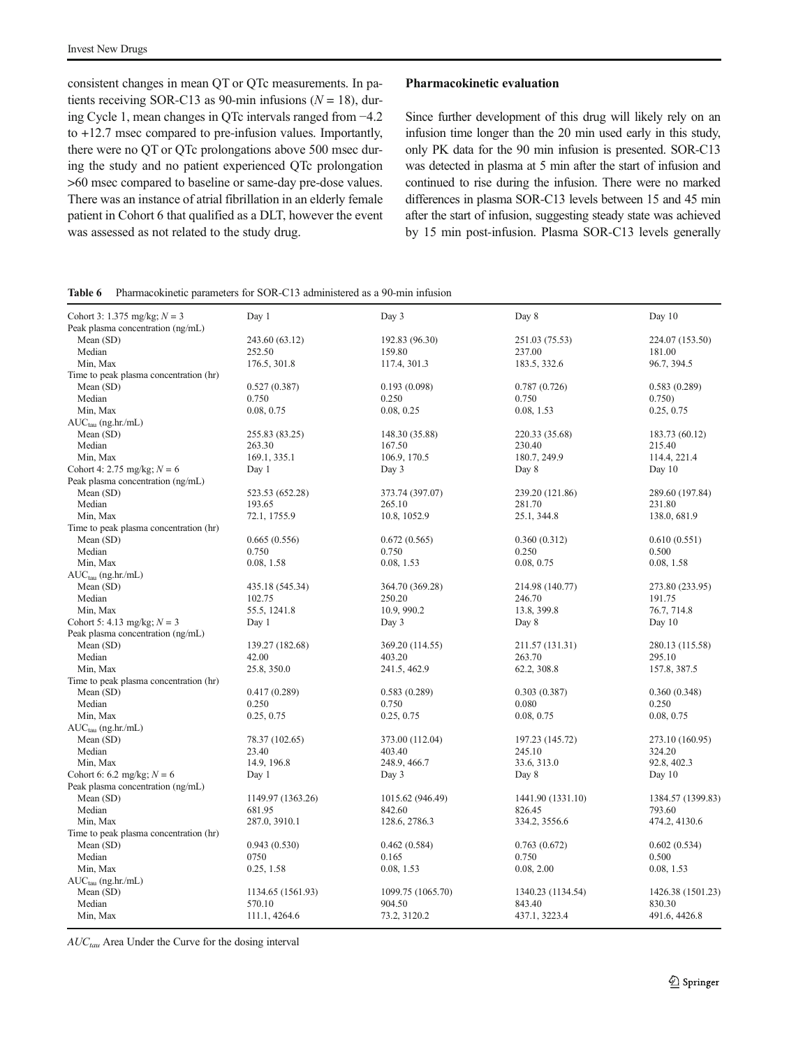consistent changes in mean QT or QTc measurements. In patients receiving SOR-C13 as 90-min infusions ($N = 18$), during Cycle 1, mean changes in QTc intervals ranged from −4.2 to +12.7 msec compared to pre-infusion values. Importantly, there were no QT or QTc prolongations above 500 msec during the study and no patient experienced QTc prolongation >60 msec compared to baseline or same-day pre-dose values. There was an instance of atrial fibrillation in an elderly female patient in Cohort 6 that qualified as a DLT, however the event was assessed as not related to the study drug.

## Pharmacokinetic evaluation

Since further development of this drug will likely rely on an infusion time longer than the 20 min used early in this study, only PK data for the 90 min infusion is presented. SOR-C13 was detected in plasma at 5 min after the start of infusion and continued to rise during the infusion. There were no marked differences in plasma SOR-C13 levels between 15 and 45 min after the start of infusion, suggesting steady state was achieved by 15 min post-infusion. Plasma SOR-C13 levels generally

**Table 6** Pharmacokinetic parameters for SOR-C13 administered as a 90-min infusion

| Cohort 3: 1.375 mg/kg; $N = 3$ | Day 1 | Day 3 | Day 8 | Day 10 |
|---|---|---|---|---|
| Peak plasma concentration (ng/mL) | | | | |
| Mean (SD) | 243.60 (63.12) | 192.83 (96.30) | 251.03 (75.53) | 224.07 (153.50) |
| Median | 252.50 | 159.80 | 237.00 | 181.00 |
| Min, Max | 176.5, 301.8 | 117.4, 301.3 | 183.5, 332.6 | 96.7, 394.5 |
| Time to peak plasma concentration (hr) | | | | |
| Mean (SD) | 0.527 (0.387) | 0.193 (0.098) | 0.787 (0.726) | 0.583 (0.289) |
| Median | 0.750 | 0.250 | 0.750 | 0.750) |
| Min, Max | 0.08, 0.75 | 0.08, 0.25 | 0.08, 1.53 | 0.25, 0.75 |
| $AUC_{tau}$ (ng.hr./mL) | | | | |
| Mean (SD) | 255.83 (83.25) | 148.30 (35.88) | 220.33 (35.68) | 183.73 (60.12) |
| Median | 263.30 | 167.50 | 230.40 | 215.40 |
| Min, Max | 169.1, 335.1 | 106.9, 170.5 | 180.7, 249.9 | 114.4, 221.4 |
| Cohort 4: 2.75 mg/kg; $N = 6$ | Day 1 | Day 3 | Day 8 | Day 10 |
| Peak plasma concentration (ng/mL) | | | | |
| Mean (SD) | 523.53 (652.28) | 373.74 (397.07) | 239.20 (121.86) | 289.60 (197.84) |
| Median | 193.65 | 265.10 | 281.70 | 231.80 |
| Min, Max | 72.1, 1755.9 | 10.8, 1052.9 | 25.1, 344.8 | 138.0, 681.9 |
| Time to peak plasma concentration (hr) | | | | |
| Mean (SD) | 0.665 (0.556) | 0.672 (0.565) | 0.360 (0.312) | 0.610 (0.551) |
| Median | 0.750 | 0.750 | 0.250 | 0.500 |
| Min, Max | 0.08, 1.58 | 0.08, 1.53 | 0.08, 0.75 | 0.08, 1.58 |
| $AUC_{tau}$ (ng.hr./mL) | | | | |
| Mean (SD) | 435.18 (545.34) | 364.70 (369.28) | 214.98 (140.77) | 273.80 (233.95) |
| Median | 102.75 | 250.20 | 246.70 | 191.75 |
| Min, Max | 55.5, 1241.8 | 10.9, 990.2 | 13.8, 399.8 | 76.7, 714.8 |
| Cohort 5: 4.13 mg/kg; $N = 3$ | Day 1 | Day 3 | Day 8 | Day 10 |
| Peak plasma concentration (ng/mL) | | | | |
| Mean (SD) | 139.27 (182.68) | 369.20 (114.55) | 211.57 (131.31) | 280.13 (115.58) |
| Median | 42.00 | 403.20 | 263.70 | 295.10 |
| Min, Max | 25.8, 350.0 | 241.5, 462.9 | 62.2, 308.8 | 157.8, 387.5 |
| Time to peak plasma concentration (hr) | | | | |
| Mean (SD) | 0.417 (0.289) | 0.583 (0.289) | 0.303 (0.387) | 0.360 (0.348) |
| Median | 0.250 | 0.750 | 0.080 | 0.250 |
| Min, Max | 0.25, 0.75 | 0.25, 0.75 | 0.08, 0.75 | 0.08, 0.75 |
| $AUC_{tau}$ (ng.hr./mL) | | | | |
| Mean (SD) | 78.37 (102.65) | 373.00 (112.04) | 197.23 (145.72) | 273.10 (160.95) |
| Median | 23.40 | 403.40 | 245.10 | 324.20 |
| Min, Max | 14.9, 196.8 | 248.9, 466.7 | 33.6, 313.0 | 92.8, 402.3 |
| Cohort 6: 6.2 mg/kg; $N = 6$ | Day 1 | Day 3 | Day 8 | Day 10 |
| Peak plasma concentration (ng/mL) | | | | |
| Mean (SD) | 1149.97 (1363.26) | 1015.62 (946.49) | 1441.90 (1331.10) | 1384.57 (1399.83) |
| Median | 681.95 | 842.60 | 826.45 | 793.60 |
| Min, Max | 287.0, 3910.1 | 128.6, 2786.3 | 334.2, 3556.6 | 474.2, 4130.6 |
| Time to peak plasma concentration (hr) | | | | |
| Mean (SD) | 0.943 (0.530) | 0.462 (0.584) | 0.763 (0.672) | 0.602 (0.534) |
| Median | 0750 | 0.165 | 0.750 | 0.500 |
| Min, Max | 0.25, 1.58 | 0.08, 1.53 | 0.08, 2.00 | 0.08, 1.53 |
| $AUC_{tau}$ (ng.hr./mL) | | | | |
| Mean (SD) | 1134.65 (1561.93) | 1099.75 (1065.70) | 1340.23 (1134.54) | 1426.38 (1501.23) |
| Median | 570.10 | 904.50 | 843.40 | 830.30 |
| Min, Max | 111.1, 4264.6 | 73.2, 3120.2 | 437.1, 3223.4 | 491.6, 4426.8 |

$AUC_{tau}$ Area Under the Curve for the dosing interval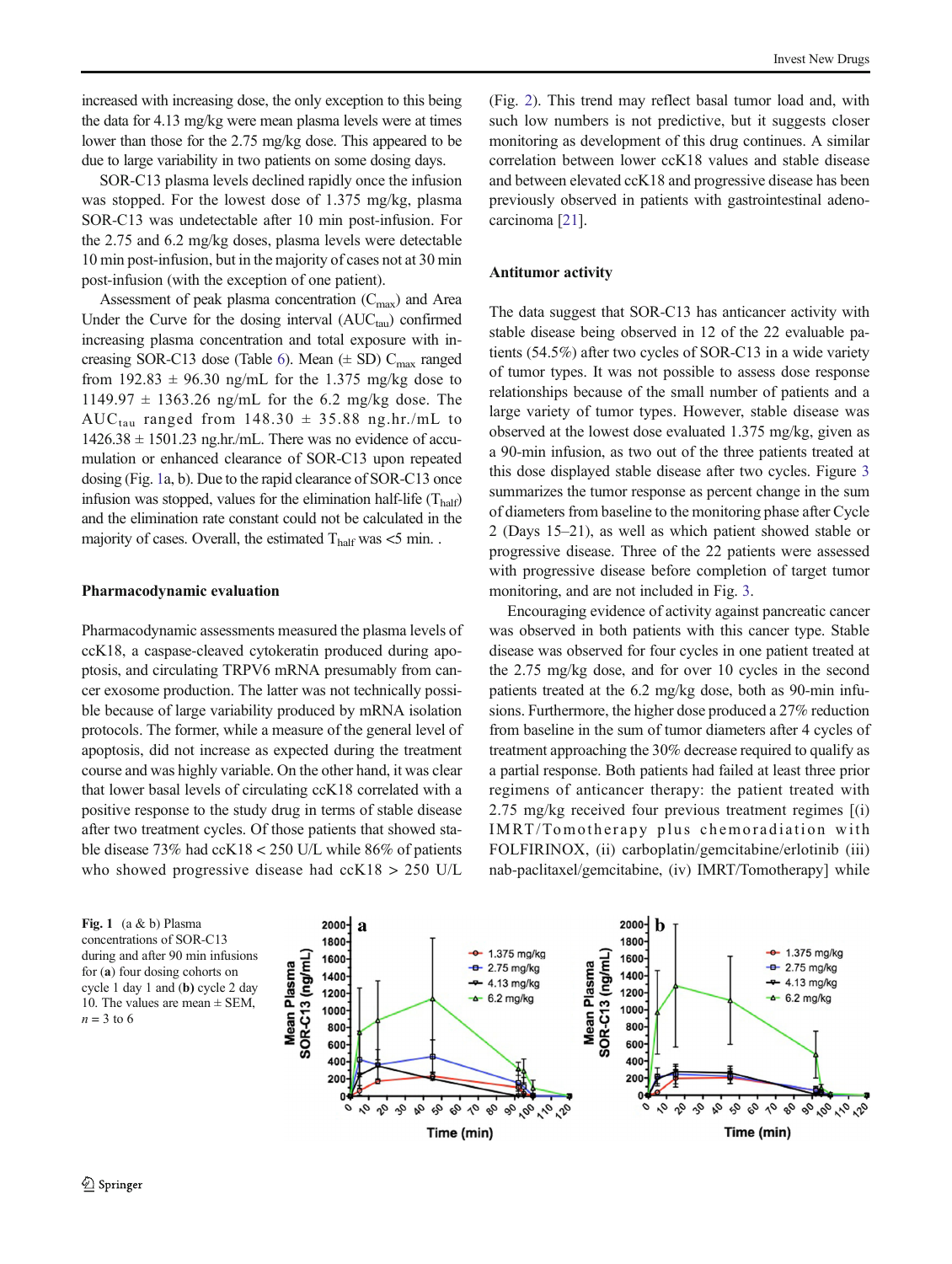increased with increasing dose, the only exception to this being the data for 4.13 mg/kg were mean plasma levels were at times lower than those for the 2.75 mg/kg dose. This appeared to be due to large variability in two patients on some dosing days.

SOR-C13 plasma levels declined rapidly once the infusion was stopped. For the lowest dose of 1.375 mg/kg, plasma SOR-C13 was undetectable after 10 min post-infusion. For the 2.75 and 6.2 mg/kg doses, plasma levels were detectable 10 min post-infusion, but in the majority of cases not at 30 min post-infusion (with the exception of one patient).

Assessment of peak plasma concentration ($C_{max}$) and Area Under the Curve for the dosing interval ($AUC_{tau}$) confirmed increasing plasma concentration and total exposure with increasing SOR-C13 dose (Table 6). Mean (± SD) $C_{max}$ ranged from 192.83 ± 96.30 ng/mL for the 1.375 mg/kg dose to 1149.97 ± 1363.26 ng/mL for the 6.2 mg/kg dose. The $AUC_{tau}$ ranged from 148.30 ± 35.88 ng.hr./mL to 1426.38 ± 1501.23 ng.hr./mL. There was no evidence of accumulation or enhanced clearance of SOR-C13 upon repeated dosing (Fig. 1a, b). Due to the rapid clearance of SOR-C13 once infusion was stopped, values for the elimination half-life ($T_{half}$) and the elimination rate constant could not be calculated in the majority of cases. Overall, the estimated $T_{half}$ was <5 min. .

### Pharmacodynamic evaluation

Pharmacodynamic assessments measured the plasma levels of ccK18, a caspase-cleaved cytokeratin produced during apoptosis, and circulating TRPV6 mRNA presumably from cancer exosome production. The latter was not technically possible because of large variability produced by mRNA isolation protocols. The former, while a measure of the general level of apoptosis, did not increase as expected during the treatment course and was highly variable. On the other hand, it was clear that lower basal levels of circulating ccK18 correlated with a positive response to the study drug in terms of stable disease after two treatment cycles. Of those patients that showed stable disease 73% had ccK18 < 250 U/L while 86% of patients who showed progressive disease had ccK18 > 250 U/L (Fig. 2). This trend may reflect basal tumor load and, with such low numbers is not predictive, but it suggests closer monitoring as development of this drug continues. A similar correlation between lower ccK18 values and stable disease and between elevated ccK18 and progressive disease has been previously observed in patients with gastrointestinal adenocarcinoma [21].

### Antitumor activity

The data suggest that SOR-C13 has anticancer activity with stable disease being observed in 12 of the 22 evaluable patients (54.5%) after two cycles of SOR-C13 in a wide variety of tumor types. It was not possible to assess dose response relationships because of the small number of patients and a large variety of tumor types. However, stable disease was observed at the lowest dose evaluated 1.375 mg/kg, given as a 90-min infusion, as two out of the three patients treated at this dose displayed stable disease after two cycles. Figure 3 summarizes the tumor response as percent change in the sum of diameters from baseline to the monitoring phase after Cycle 2 (Days 15–21), as well as which patient showed stable or progressive disease. Three of the 22 patients were assessed with progressive disease before completion of target tumor monitoring, and are not included in Fig. 3.

Encouraging evidence of activity against pancreatic cancer was observed in both patients with this cancer type. Stable disease was observed for four cycles in one patient treated at the 2.75 mg/kg dose, and for over 10 cycles in the second patients treated at the 6.2 mg/kg dose, both as 90-min infusions. Furthermore, the higher dose produced a 27% reduction from baseline in the sum of tumor diameters after 4 cycles of treatment approaching the 30% decrease required to qualify as a partial response. Both patients had failed at least three prior regimens of anticancer therapy: the patient treated with 2.75 mg/kg received four previous treatment regimes [(i) IMRT/Tomotherapy plus chemoradiation with FOLFIRINOX, (ii) carboplatin/gemcitabine/erlotinib (iii) nab-paclitaxel/gemcitabine, (iv) IMRT/Tomotherapy] while

**Fig. 1** (a & b) Plasma concentrations of SOR-C13 during and after 90 min infusions for (**a**) four dosing cohorts on cycle 1 day 1 and (**b**) cycle 2 day 10. The values are mean ± SEM, $n = 3$ to 6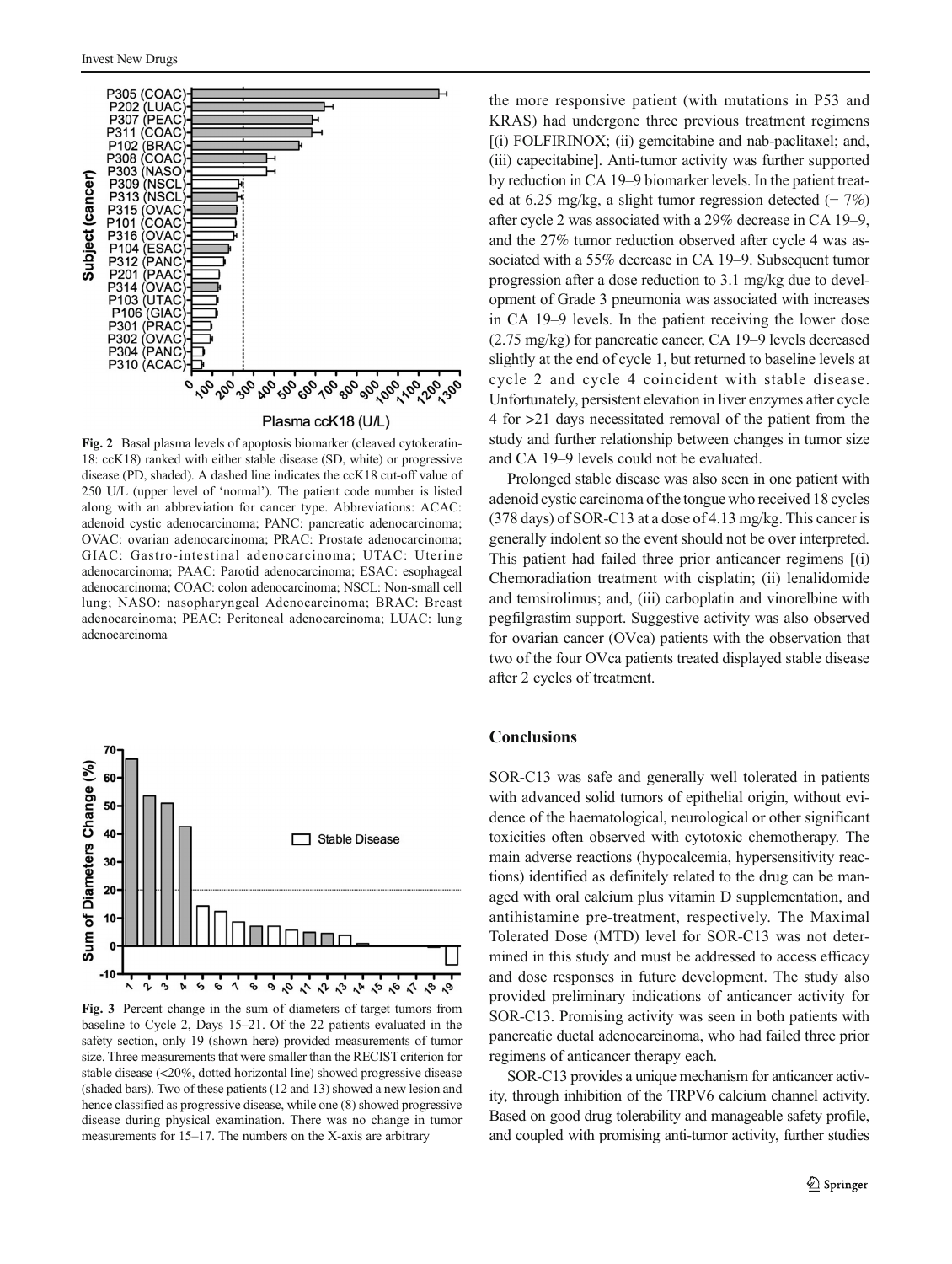Fig. 2 Basal plasma levels of apoptosis biomarker (cleaved cytokeratin-18: ccK18) ranked with either stable disease (SD, white) or progressive disease (PD, shaded). A dashed line indicates the ccK18 cut-off value of 250 U/L (upper level of 'normal'). The patient code number is listed along with an abbreviation for cancer type. Abbreviations: ACAC: adenoid cystic adenocarcinoma; PANC: pancreatic adenocarcinoma; OVAC: ovarian adenocarcinoma; PRAC: Prostate adenocarcinoma; GIAC: Gastro-intestinal adenocarcinoma; UTAC: Uterine adenocarcinoma; PAAC: Parotid adenocarcinoma; ESAC: esophageal adenocarcinoma; COAC: colon adenocarcinoma; NSCL: Non-small cell lung; NASO: nasopharyngeal Adenocarcinoma; BRAC: Breast adenocarcinoma; PEAC: Peritoneal adenocarcinoma; LUAC: lung adenocarcinoma

Fig. 3 Percent change in the sum of diameters of target tumors from baseline to Cycle 2, Days 15–21. Of the 22 patients evaluated in the safety section, only 19 (shown here) provided measurements of tumor size. Three measurements that were smaller than the RECIST criterion for stable disease (<20%, dotted horizontal line) showed progressive disease (shaded bars). Two of these patients (12 and 13) showed a new lesion and hence classified as progressive disease, while one (8) showed progressive disease during physical examination. There was no change in tumor measurements for 15–17. The numbers on the X-axis are arbitrary

the more responsive patient (with mutations in P53 and KRAS) had undergone three previous treatment regimens [(i) FOLFIRINOX; (ii) gemcitabine and nab-paclitaxel; and, (iii) capecitabine]. Anti-tumor activity was further supported by reduction in CA 19–9 biomarker levels. In the patient treated at 6.25 mg/kg, a slight tumor regression detected (− 7%) after cycle 2 was associated with a 29% decrease in CA 19–9, and the 27% tumor reduction observed after cycle 4 was associated with a 55% decrease in CA 19–9. Subsequent tumor progression after a dose reduction to 3.1 mg/kg due to development of Grade 3 pneumonia was associated with increases in CA 19–9 levels. In the patient receiving the lower dose (2.75 mg/kg) for pancreatic cancer, CA 19–9 levels decreased slightly at the end of cycle 1, but returned to baseline levels at cycle 2 and cycle 4 coincident with stable disease. Unfortunately, persistent elevation in liver enzymes after cycle 4 for >21 days necessitated removal of the patient from the study and further relationship between changes in tumor size and CA 19–9 levels could not be evaluated.

Prolonged stable disease was also seen in one patient with adenoid cystic carcinoma of the tongue who received 18 cycles (378 days) of SOR-C13 at a dose of 4.13 mg/kg. This cancer is generally indolent so the event should not be over interpreted. This patient had failed three prior anticancer regimens [(i) Chemoradiation treatment with cisplatin; (ii) lenalidomide and temsirolimus; and, (iii) carboplatin and vinorelbine with pegfilgrastim support. Suggestive activity was also observed for ovarian cancer (OVca) patients with the observation that two of the four OVca patients treated displayed stable disease after 2 cycles of treatment.

## Conclusions

SOR-C13 was safe and generally well tolerated in patients with advanced solid tumors of epithelial origin, without evidence of the haematological, neurological or other significant toxicities often observed with cytotoxic chemotherapy. The main adverse reactions (hypocalcemia, hypersensitivity reactions) identified as definitely related to the drug can be managed with oral calcium plus vitamin D supplementation, and antihistamine pre-treatment, respectively. The Maximal Tolerated Dose (MTD) level for SOR-C13 was not determined in this study and must be addressed to access efficacy and dose responses in future development. The study also provided preliminary indications of anticancer activity for SOR-C13. Promising activity was seen in both patients with pancreatic ductal adenocarcinoma, who had failed three prior regimens of anticancer therapy each.

SOR-C13 provides a unique mechanism for anticancer activity, through inhibition of the TRPV6 calcium channel activity. Based on good drug tolerability and manageable safety profile, and coupled with promising anti-tumor activity, further studies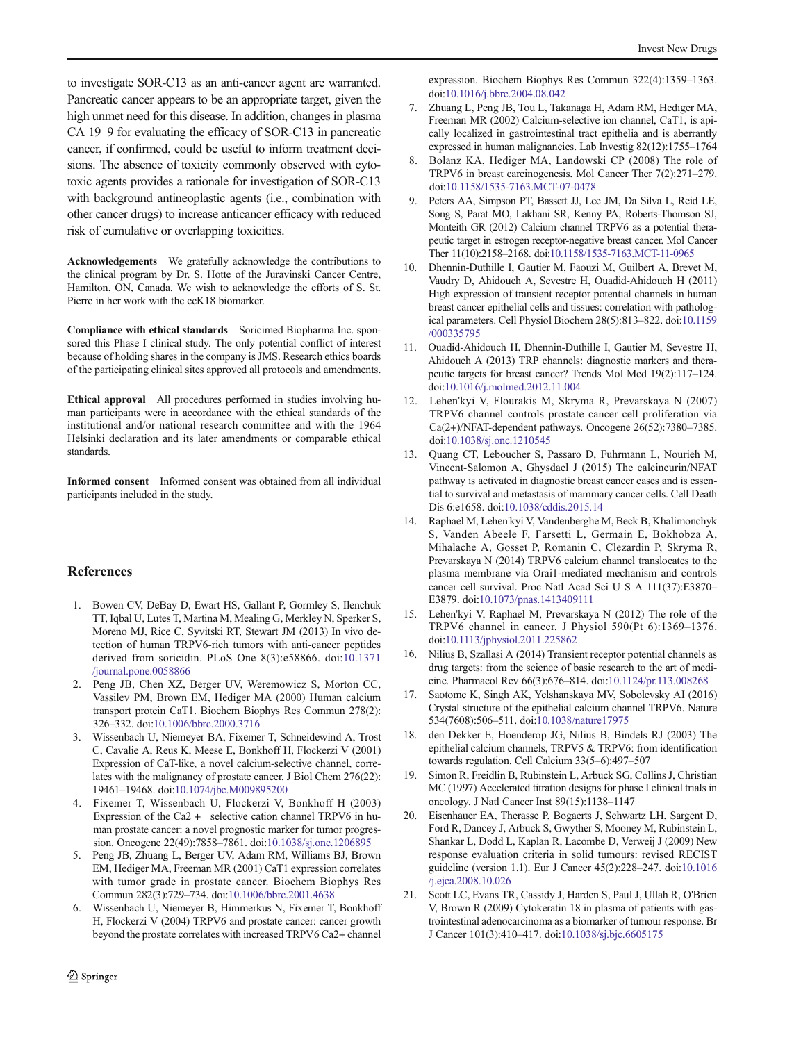to investigate SOR-C13 as an anti-cancer agent are warranted. Pancreatic cancer appears to be an appropriate target, given the high unmet need for this disease. In addition, changes in plasma CA 19–9 for evaluating the efficacy of SOR-C13 in pancreatic cancer, if confirmed, could be useful to inform treatment decisions. The absence of toxicity commonly observed with cytotoxic agents provides a rationale for investigation of SOR-C13 with background antineoplastic agents (i.e., combination with other cancer drugs) to increase anticancer efficacy with reduced risk of cumulative or overlapping toxicities.

**Acknowledgements** We gratefully acknowledge the contributions to the clinical program by Dr. S. Hotte of the Juravinski Cancer Centre, Hamilton, ON, Canada. We wish to acknowledge the efforts of S. St. Pierre in her work with the ccK18 biomarker.

**Compliance with ethical standards** Soricimed Biopharma Inc. sponsored this Phase I clinical study. The only potential conflict of interest because of holding shares in the company is JMS. Research ethics boards of the participating clinical sites approved all protocols and amendments.

**Ethical approval** All procedures performed in studies involving human participants were in accordance with the ethical standards of the institutional and/or national research committee and with the 1964 Helsinki declaration and its later amendments or comparable ethical standards.

**Informed consent** Informed consent was obtained from all individual participants included in the study.

## References

1. Bowen CV, DeBay D, Ewart HS, Gallant P, Gormley S, Ilenchuk TT, Iqbal U, Lutes T, Martina M, Mealing G, Merkley N, Sperker S, Moreno MJ, Rice C, Syvitski RT, Stewart JM (2013) In vivo detection of human TRPV6-rich tumors with anti-cancer peptides derived from soricidin. PLoS One 8(3):e58866. doi:10.1371/journal.pone.0058866
2. Peng JB, Chen XZ, Berger UV, Weremowicz S, Morton CC, Vassilev PM, Brown EM, Hediger MA (2000) Human calcium transport protein CaT1. Biochem Biophys Res Commun 278(2): 326–332. doi:10.1006/bbrc.2000.3716
3. Wissenbach U, Niemeyer BA, Fixemer T, Schneidewind A, Trost C, Cavalie A, Reus K, Meese E, Bonkhoff H, Flockerzi V (2001) Expression of CaT-like, a novel calcium-selective channel, correlates with the malignancy of prostate cancer. J Biol Chem 276(22): 19461–19468. doi:10.1074/jbc.M009895200
4. Fixemer T, Wissenbach U, Flockerzi V, Bonkhoff H (2003) Expression of the Ca2 + −selective cation channel TRPV6 in human prostate cancer: a novel prognostic marker for tumor progression. Oncogene 22(49):7858–7861. doi:10.1038/sj.onc.1206895
5. Peng JB, Zhuang L, Berger UV, Adam RM, Williams BJ, Brown EM, Hediger MA, Freeman MR (2001) CaT1 expression correlates with tumor grade in prostate cancer. Biochem Biophys Res Commun 282(3):729–734. doi:10.1006/bbrc.2001.4638
6. Wissenbach U, Niemeyer B, Himmerkus N, Fixemer T, Bonkhoff H, Flockerzi V (2004) TRPV6 and prostate cancer: cancer growth beyond the prostate correlates with increased TRPV6 Ca2+ channel expression. Biochem Biophys Res Commun 322(4):1359–1363. doi:10.1016/j.bbrc.2004.08.042
7. Zhuang L, Peng JB, Tou L, Takanaga H, Adam RM, Hediger MA, Freeman MR (2002) Calcium-selective ion channel, CaT1, is apically localized in gastrointestinal tract epithelia and is aberrantly expressed in human malignancies. Lab Investig 82(12):1755–1764
8. Bolanz KA, Hediger MA, Landowski CP (2008) The role of TRPV6 in breast carcinogenesis. Mol Cancer Ther 7(2):271–279. doi:10.1158/1535-7163.MCT-07-0478
9. Peters AA, Simpson PT, Bassett JJ, Lee JM, Da Silva L, Reid LE, Song S, Parat MO, Lakhani SR, Kenny PA, Roberts-Thomson SJ, Monteith GR (2012) Calcium channel TRPV6 as a potential therapeutic target in estrogen receptor-negative breast cancer. Mol Cancer Ther 11(10):2158–2168. doi:10.1158/1535-7163.MCT-11-0965
10. Dhennin-Duthille I, Gautier M, Faouzi M, Guilbert A, Brevet M, Vaudry D, Ahidouch A, Sevestre H, Ouadid-Ahidouch H (2011) High expression of transient receptor potential channels in human breast cancer epithelial cells and tissues: correlation with pathological parameters. Cell Physiol Biochem 28(5):813–822. doi:10.1159/000335795
11. Ouadid-Ahidouch H, Dhennin-Duthille I, Gautier M, Sevestre H, Ahidouch A (2013) TRP channels: diagnostic markers and therapeutic targets for breast cancer? Trends Mol Med 19(2):117–124. doi:10.1016/j.molmed.2012.11.004
12. Lehen'kyi V, Flourakis M, Skryma R, Prevarskaya N (2007) TRPV6 channel controls prostate cancer cell proliferation via Ca(2+)/NFAT-dependent pathways. Oncogene 26(52):7380–7385. doi:10.1038/sj.onc.1210545
13. Quang CT, Leboucher S, Passaro D, Fuhrmann L, Nourieh M, Vincent-Salomon A, Ghysdael J (2015) The calcineurin/NFAT pathway is activated in diagnostic breast cancer cases and is essential to survival and metastasis of mammary cancer cells. Cell Death Dis 6:e1658. doi:10.1038/cddis.2015.14
14. Raphael M, Lehen'kyi V, Vandenberghe M, Beck B, Khalimonchyk S, Vanden Abeele F, Farsetti L, Germain E, Bokhobza A, Mihalache A, Gosset P, Romanin C, Clezardin P, Skryma R, Prevarskaya N (2014) TRPV6 calcium channel translocates to the plasma membrane via Orai1-mediated mechanism and controls cancer cell survival. Proc Natl Acad Sci U S A 111(37):E3870–E3879. doi:10.1073/pnas.1413409111
15. Lehen'kyi V, Raphael M, Prevarskaya N (2012) The role of the TRPV6 channel in cancer. J Physiol 590(Pt 6):1369–1376. doi:10.1113/jphysiol.2011.225862
16. Nilius B, Szallasi A (2014) Transient receptor potential channels as drug targets: from the science of basic research to the art of medicine. Pharmacol Rev 66(3):676–814. doi:10.1124/pr.113.008268
17. Saotome K, Singh AK, Yelshanskaya MV, Sobolevsky AI (2016) Crystal structure of the epithelial calcium channel TRPV6. Nature 534(7608):506–511. doi:10.1038/nature17975
18. den Dekker E, Hoenderop JG, Nilius B, Bindels RJ (2003) The epithelial calcium channels, TRPV5 & TRPV6: from identification towards regulation. Cell Calcium 33(5–6):497–507
19. Simon R, Freidlin B, Rubinstein L, Arbuck SG, Collins J, Christian MC (1997) Accelerated titration designs for phase I clinical trials in oncology. J Natl Cancer Inst 89(15):1138–1147
20. Eisenhauer EA, Therasse P, Bogaerts J, Schwartz LH, Sargent D, Ford R, Dancey J, Arbuck S, Gwyther S, Mooney M, Rubinstein L, Shankar L, Dodd L, Kaplan R, Lacombe D, Verweij J (2009) New response evaluation criteria in solid tumours: revised RECIST guideline (version 1.1). Eur J Cancer 45(2):228–247. doi:10.1016/j.ejca.2008.10.026
21. Scott LC, Evans TR, Cassidy J, Harden S, Paul J, Ullah R, O'Brien V, Brown R (2009) Cytokeratin 18 in plasma of patients with gastrointestinal adenocarcinoma as a biomarker of tumour response. Br J Cancer 101(3):410–417. doi:10.1038/sj.bjc.6605175